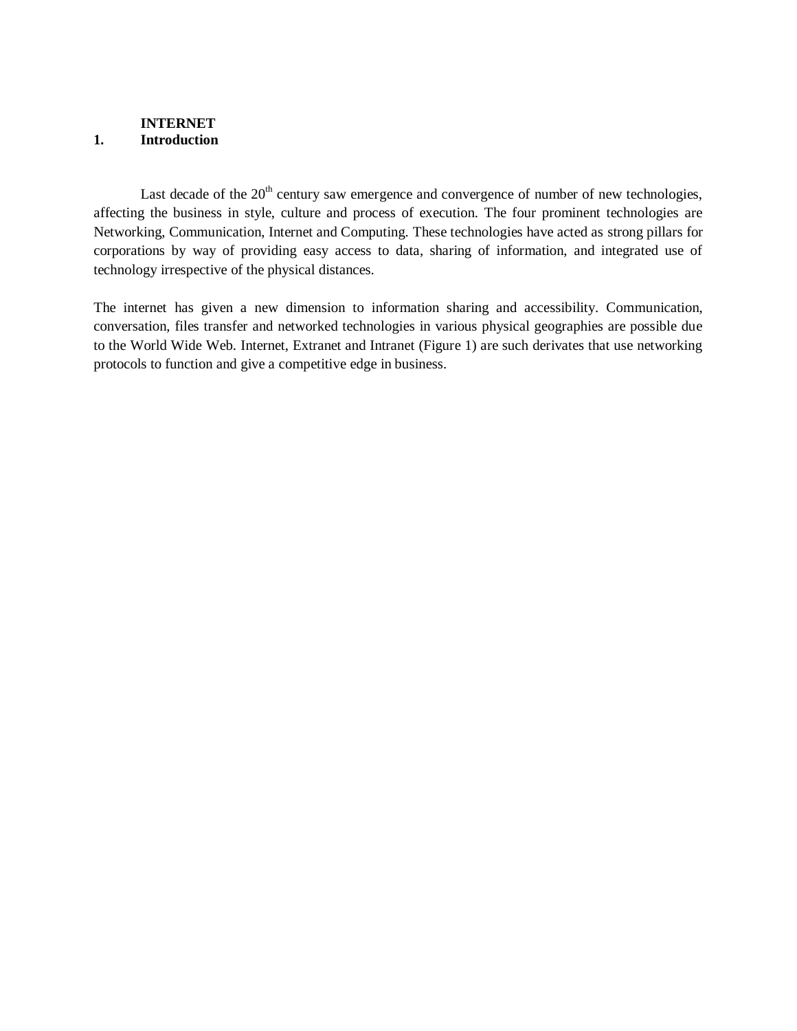# INTERNET

## 1. Introduction

Last decade of the 20th century saw emergence and convergence of number of new technologies, affecting the business in style, culture and process of execution. The four prominent technologies are Networking, Communication, Internet and Computing. These technologies have acted as strong pillars for corporations by way of providing easy access to data, sharing of information, and integrated use of technology irrespective of the physical distances.

The internet has given a new dimension to information sharing and accessibility. Communication, conversation, files transfer and networked technologies in various physical geographies are possible due to the World Wide Web. Internet, Extranet and Intranet (Figure 1) are such derivates that use networking protocols to function and give a competitive edge in business.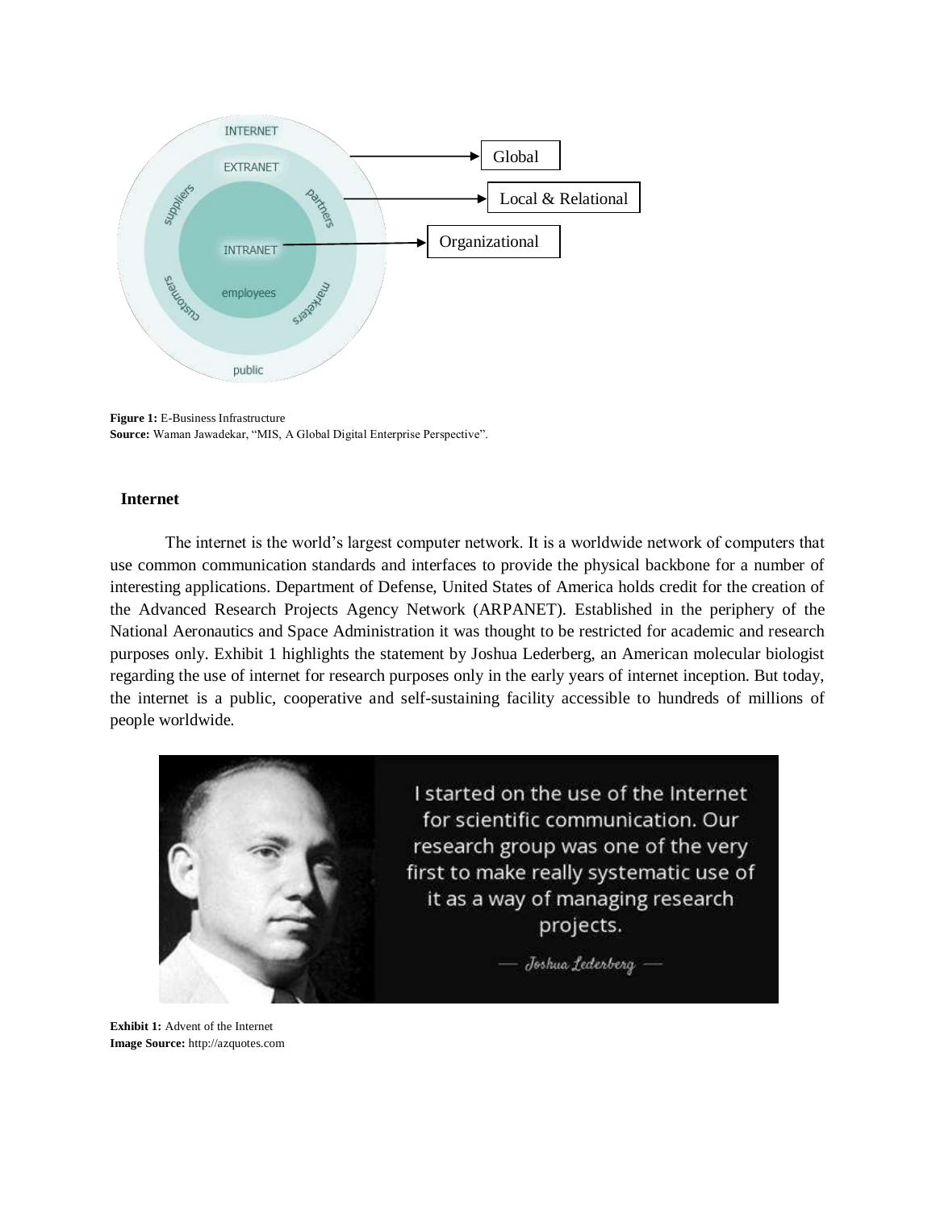**Figure 1:** E-Business Infrastructure
**Source:** Waman Jawadekar, "MIS, A Global Digital Enterprise Perspective".

## Internet

The internet is the world's largest computer network. It is a worldwide network of computers that use common communication standards and interfaces to provide the physical backbone for a number of interesting applications. Department of Defense, United States of America holds credit for the creation of the Advanced Research Projects Agency Network (ARPANET). Established in the periphery of the National Aeronautics and Space Administration it was thought to be restricted for academic and research purposes only. Exhibit 1 highlights the statement by Joshua Lederberg, an American molecular biologist regarding the use of internet for research purposes only in the early years of internet inception. But today, the internet is a public, cooperative and self-sustaining facility accessible to hundreds of millions of people worldwide.

**Exhibit 1:** Advent of the Internet
**Image Source:** http://azquotes.com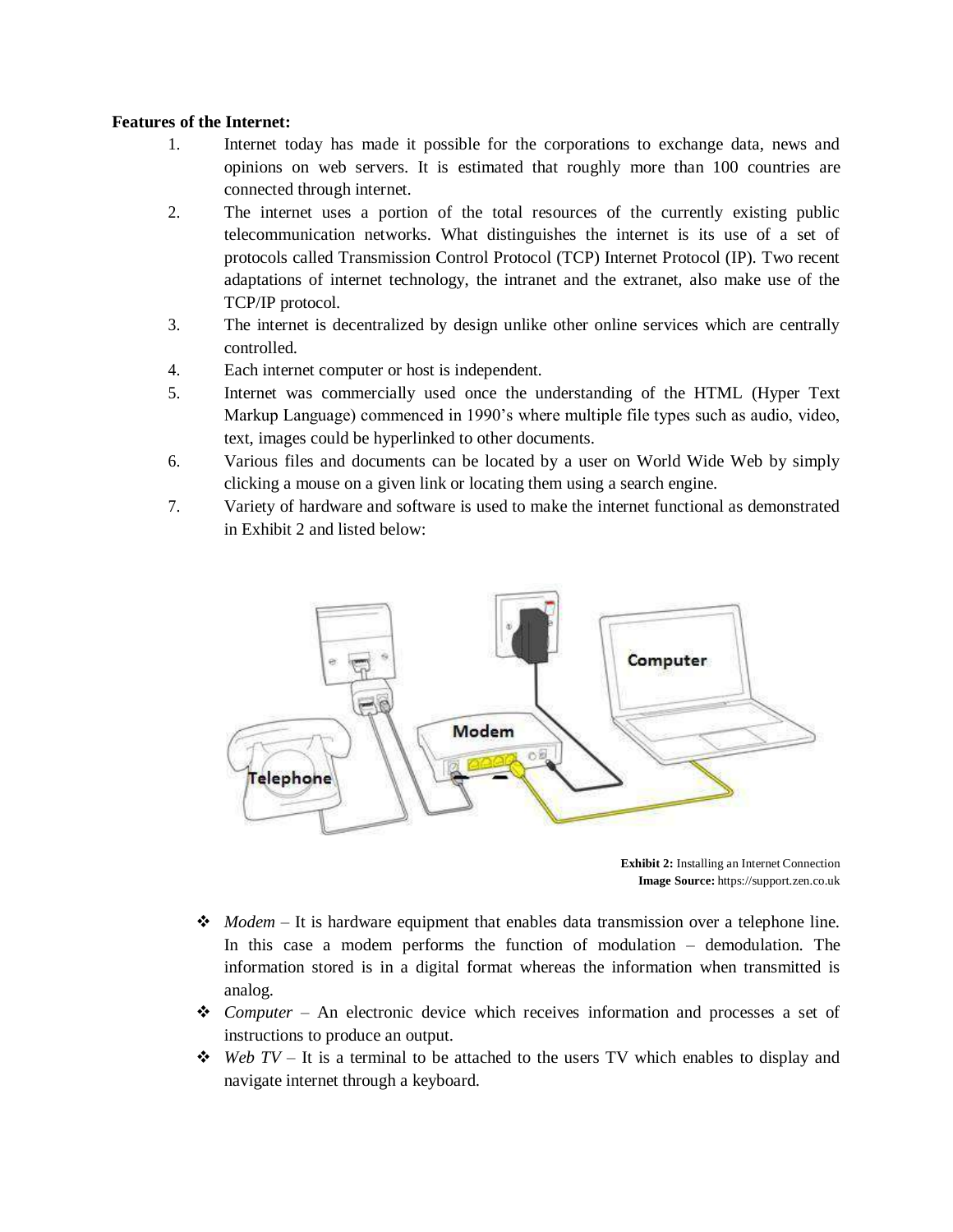**Features of the Internet:**

1. Internet today has made it possible for the corporations to exchange data, news and opinions on web servers. It is estimated that roughly more than 100 countries are connected through internet.
2. The internet uses a portion of the total resources of the currently existing public telecommunication networks. What distinguishes the internet is its use of a set of protocols called Transmission Control Protocol (TCP) Internet Protocol (IP). Two recent adaptations of internet technology, the intranet and the extranet, also make use of the TCP/IP protocol.
3. The internet is decentralized by design unlike other online services which are centrally controlled.
4. Each internet computer or host is independent.
5. Internet was commercially used once the understanding of the HTML (Hyper Text Markup Language) commenced in 1990's where multiple file types such as audio, video, text, images could be hyperlinked to other documents.
6. Various files and documents can be located by a user on World Wide Web by simply clicking a mouse on a given link or locating them using a search engine.
7. Variety of hardware and software is used to make the internet functional as demonstrated in Exhibit 2 and listed below:

**Exhibit 2:** Installing an Internet Connection
**Image Source:** https://support.zen.co.uk

- *Modem* – It is hardware equipment that enables data transmission over a telephone line. In this case a modem performs the function of modulation – demodulation. The information stored is in a digital format whereas the information when transmitted is analog.
- *Computer* – An electronic device which receives information and processes a set of instructions to produce an output.
- *Web TV* – It is a terminal to be attached to the users TV which enables to display and navigate internet through a keyboard.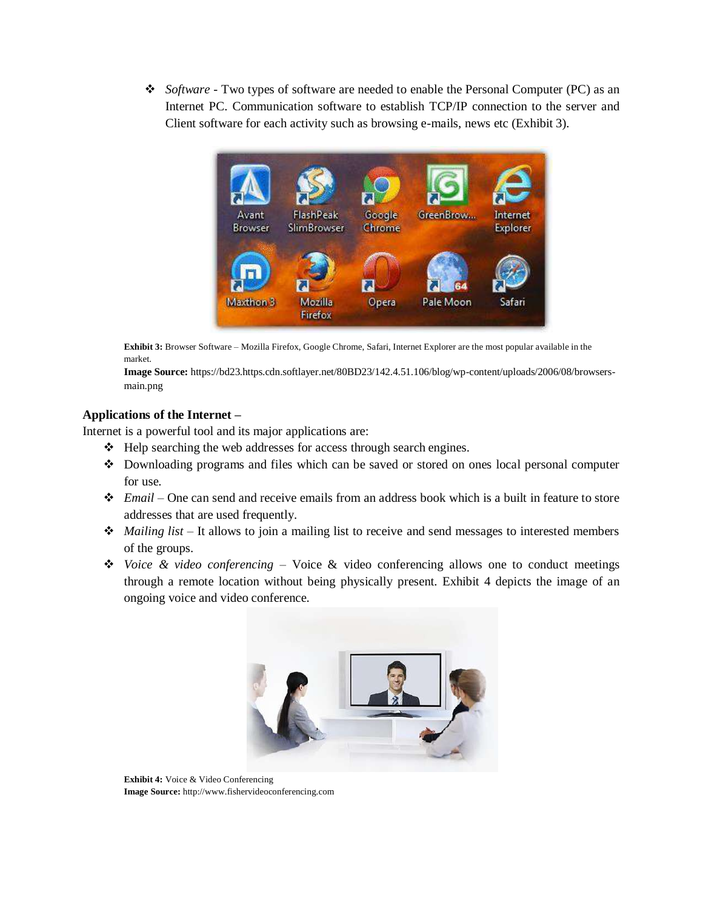- *Software* - Two types of software are needed to enable the Personal Computer (PC) as an Internet PC. Communication software to establish TCP/IP connection to the server and Client software for each activity such as browsing e-mails, news etc (Exhibit 3).

**Exhibit 3:** Browser Software – Mozilla Firefox, Google Chrome, Safari, Internet Explorer are the most popular available in the market.
**Image Source:** https://bd23.https.cdn.softlayer.net/80BD23/142.4.51.106/blog/wp-content/uploads/2006/08/browsers-main.png

**Applications of the Internet –**

Internet is a powerful tool and its major applications are:

- Help searching the web addresses for access through search engines.
- Downloading programs and files which can be saved or stored on ones local personal computer for use.
- *Email* – One can send and receive emails from an address book which is a built in feature to store addresses that are used frequently.
- *Mailing list* – It allows to join a mailing list to receive and send messages to interested members of the groups.
- *Voice & video conferencing* – Voice & video conferencing allows one to conduct meetings through a remote location without being physically present. Exhibit 4 depicts the image of an ongoing voice and video conference.

**Exhibit 4:** Voice & Video Conferencing
**Image Source:** http://www.fishervideoconferencing.com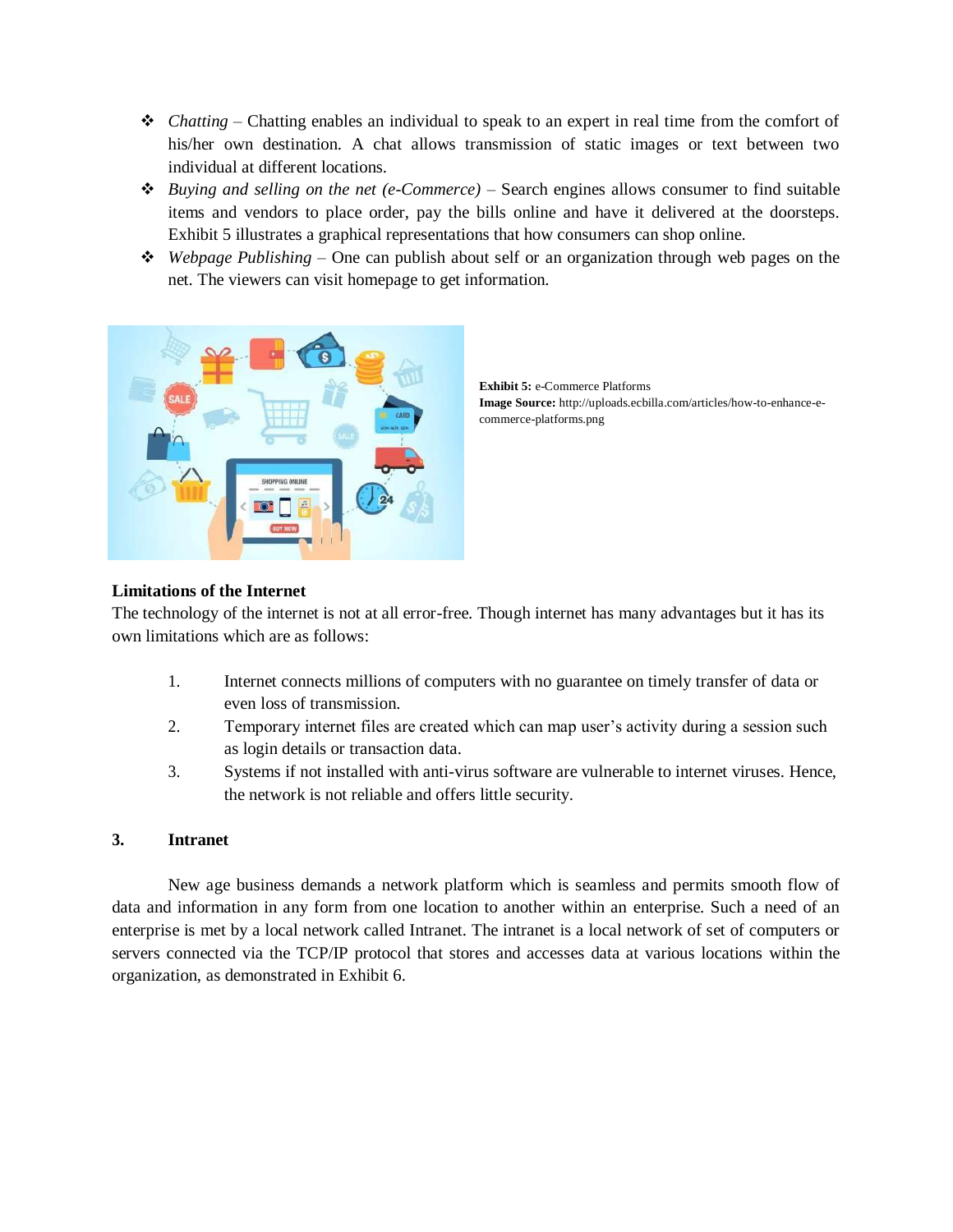- *Chatting* – Chatting enables an individual to speak to an expert in real time from the comfort of his/her own destination. A chat allows transmission of static images or text between two individual at different locations.
- *Buying and selling on the net (e-Commerce)* – Search engines allows consumer to find suitable items and vendors to place order, pay the bills online and have it delivered at the doorsteps. Exhibit 5 illustrates a graphical representations that how consumers can shop online.
- *Webpage Publishing* – One can publish about self or an organization through web pages on the net. The viewers can visit homepage to get information.

**Exhibit 5:** e-Commerce Platforms
**Image Source:** http://uploads.ecbilla.com/articles/how-to-enhance-e-commerce-platforms.png

**Limitations of the Internet**

The technology of the internet is not at all error-free. Though internet has many advantages but it has its own limitations which are as follows:

1. Internet connects millions of computers with no guarantee on timely transfer of data or even loss of transmission.
2. Temporary internet files are created which can map user's activity during a session such as login details or transaction data.
3. Systems if not installed with anti-virus software are vulnerable to internet viruses. Hence, the network is not reliable and offers little security.

**3. Intranet**

New age business demands a network platform which is seamless and permits smooth flow of data and information in any form from one location to another within an enterprise. Such a need of an enterprise is met by a local network called Intranet. The intranet is a local network of set of computers or servers connected via the TCP/IP protocol that stores and accesses data at various locations within the organization, as demonstrated in Exhibit 6.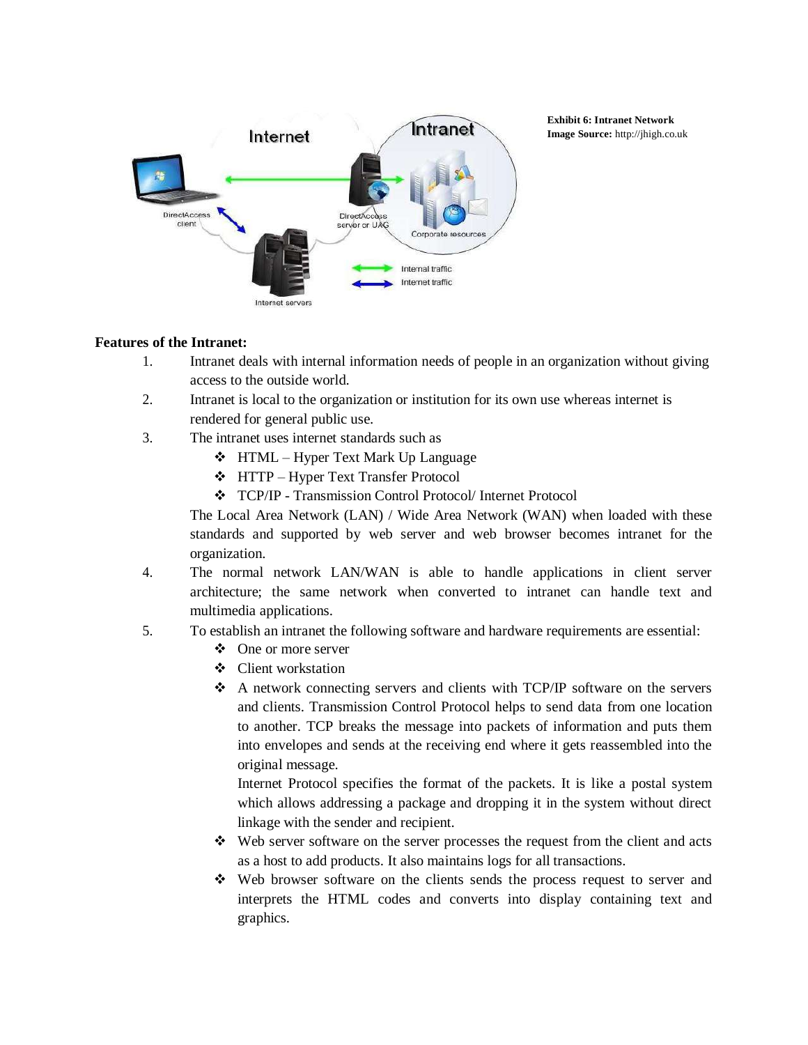**Exhibit 6: Intranet Network**
**Image Source:** http://jhigh.co.uk

**Features of the Intranet:**

1. Intranet deals with internal information needs of people in an organization without giving access to the outside world.
2. Intranet is local to the organization or institution for its own use whereas internet is rendered for general public use.
3. The intranet uses internet standards such as
   - HTML – Hyper Text Mark Up Language
   - HTTP – Hyper Text Transfer Protocol
   - TCP/IP - Transmission Control Protocol/ Internet Protocol

   The Local Area Network (LAN) / Wide Area Network (WAN) when loaded with these standards and supported by web server and web browser becomes intranet for the organization.
4. The normal network LAN/WAN is able to handle applications in client server architecture; the same network when converted to intranet can handle text and multimedia applications.
5. To establish an intranet the following software and hardware requirements are essential:
   - One or more server
   - Client workstation
   - A network connecting servers and clients with TCP/IP software on the servers and clients. Transmission Control Protocol helps to send data from one location to another. TCP breaks the message into packets of information and puts them into envelopes and sends at the receiving end where it gets reassembled into the original message.

     Internet Protocol specifies the format of the packets. It is like a postal system which allows addressing a package and dropping it in the system without direct linkage with the sender and recipient.
   - Web server software on the server processes the request from the client and acts as a host to add products. It also maintains logs for all transactions.
   - Web browser software on the clients sends the process request to server and interprets the HTML codes and converts into display containing text and graphics.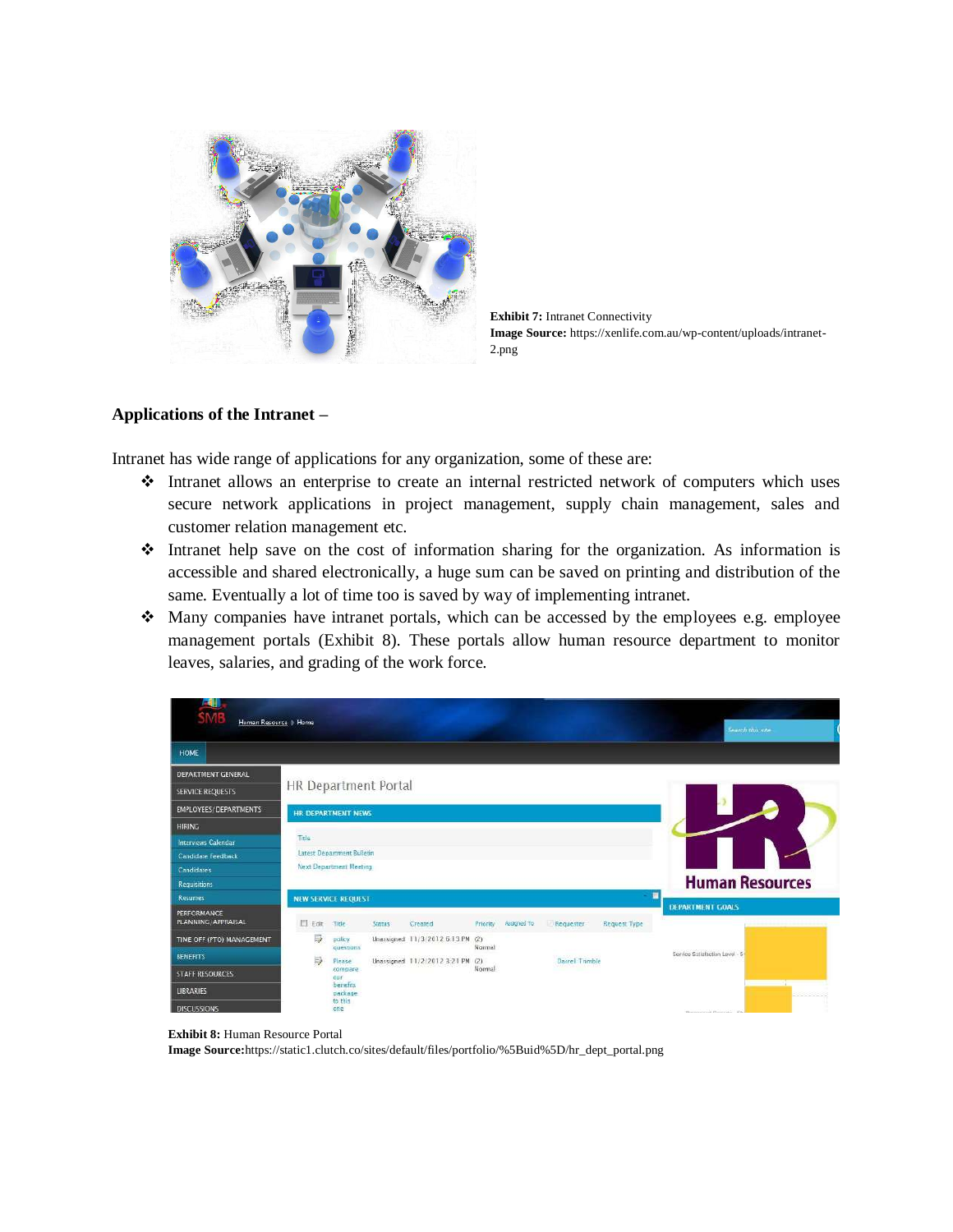**Exhibit 7:** Intranet Connectivity
**Image Source:** https://xenlife.com.au/wp-content/uploads/intranet-2.png

### Applications of the Intranet –

Intranet has wide range of applications for any organization, some of these are:

- Intranet allows an enterprise to create an internal restricted network of computers which uses secure network applications in project management, supply chain management, sales and customer relation management etc.
- Intranet help save on the cost of information sharing for the organization. As information is accessible and shared electronically, a huge sum can be saved on printing and distribution of the same. Eventually a lot of time too is saved by way of implementing intranet.
- Many companies have intranet portals, which can be accessed by the employees e.g. employee management portals (Exhibit 8). These portals allow human resource department to monitor leaves, salaries, and grading of the work force.

**Exhibit 8:** Human Resource Portal
**Image Source:**https://static1.clutch.co/sites/default/files/portfolio/%5Buid%5D/hr_dept_portal.png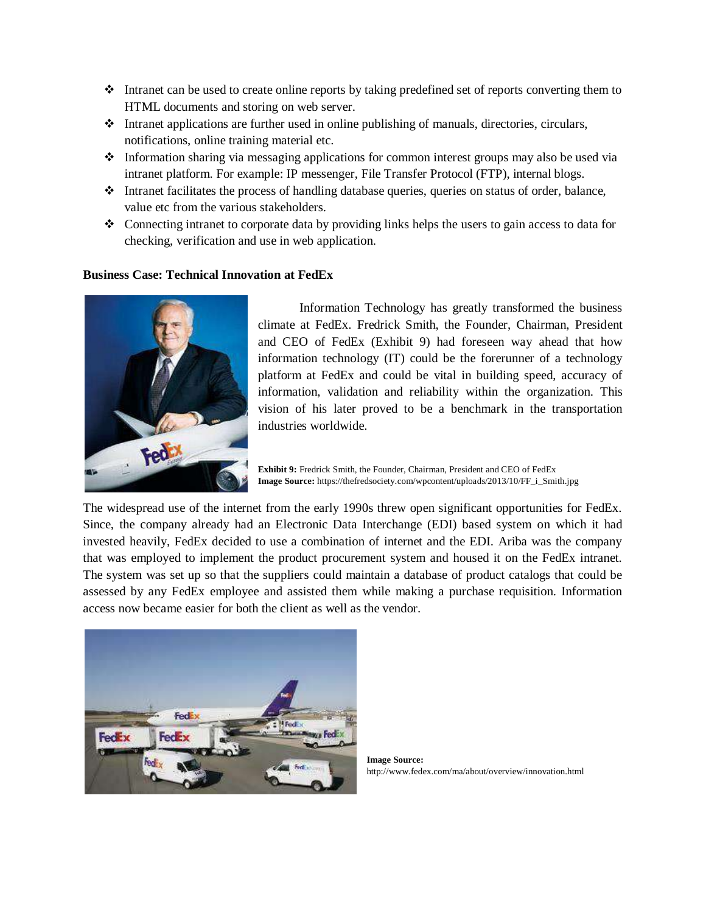- Intranet can be used to create online reports by taking predefined set of reports converting them to HTML documents and storing on web server.
- Intranet applications are further used in online publishing of manuals, directories, circulars, notifications, online training material etc.
- Information sharing via messaging applications for common interest groups may also be used via intranet platform. For example: IP messenger, File Transfer Protocol (FTP), internal blogs.
- Intranet facilitates the process of handling database queries, queries on status of order, balance, value etc from the various stakeholders.
- Connecting intranet to corporate data by providing links helps the users to gain access to data for checking, verification and use in web application.

**Business Case: Technical Innovation at FedEx**

Information Technology has greatly transformed the business climate at FedEx. Fredrick Smith, the Founder, Chairman, President and CEO of FedEx (Exhibit 9) had foreseen way ahead that how information technology (IT) could be the forerunner of a technology platform at FedEx and could be vital in building speed, accuracy of information, validation and reliability within the organization. This vision of his later proved to be a benchmark in the transportation industries worldwide.

**Exhibit 9:** Fredrick Smith, the Founder, Chairman, President and CEO of FedEx
**Image Source:** https://thefredsociety.com/wpcontent/uploads/2013/10/FF_i_Smith.jpg

The widespread use of the internet from the early 1990s threw open significant opportunities for FedEx. Since, the company already had an Electronic Data Interchange (EDI) based system on which it had invested heavily, FedEx decided to use a combination of internet and the EDI. Ariba was the company that was employed to implement the product procurement system and housed it on the FedEx intranet. The system was set up so that the suppliers could maintain a database of product catalogs that could be assessed by any FedEx employee and assisted them while making a purchase requisition. Information access now became easier for both the client as well as the vendor.

**Image Source:**
http://www.fedex.com/ma/about/overview/innovation.html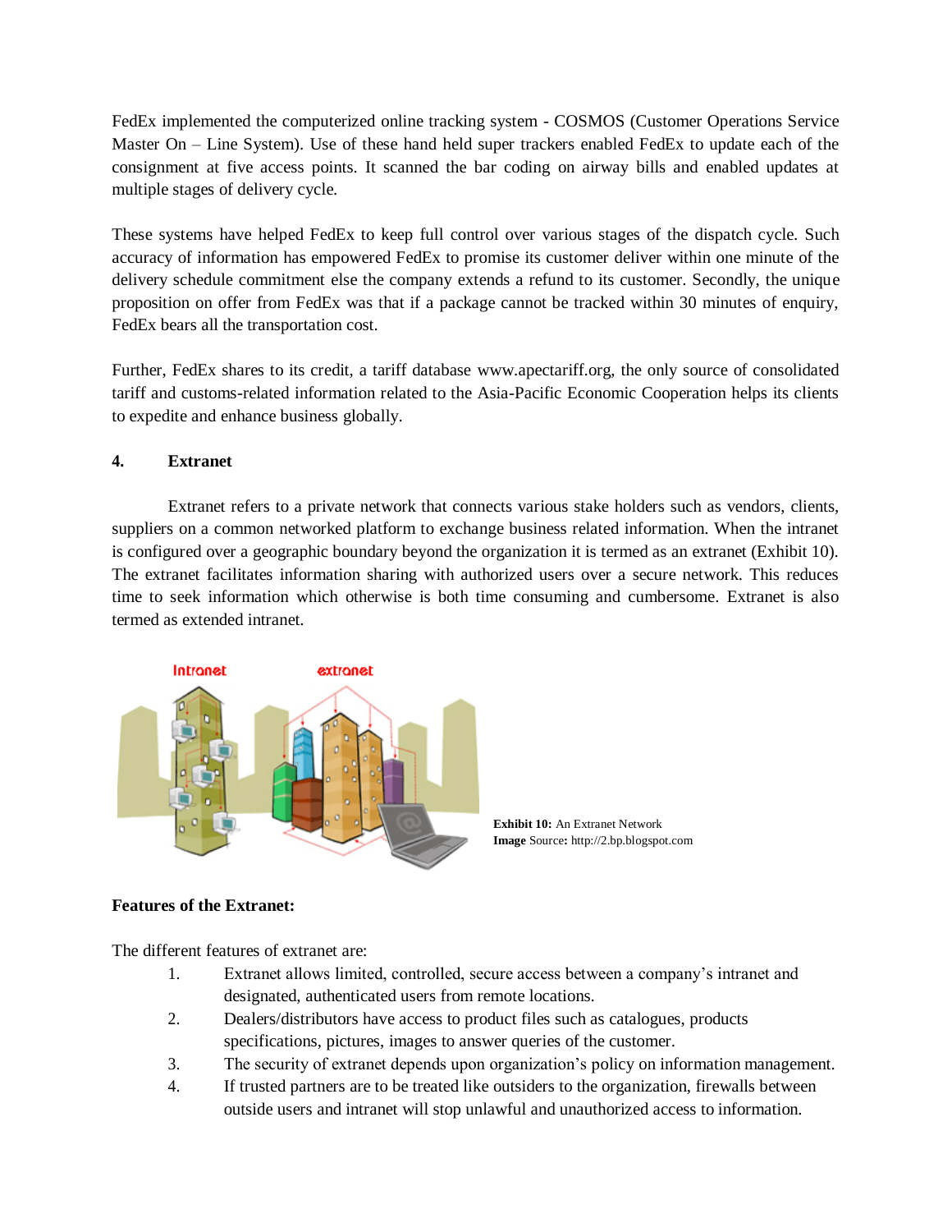FedEx implemented the computerized online tracking system - COSMOS (Customer Operations Service Master On – Line System). Use of these hand held super trackers enabled FedEx to update each of the consignment at five access points. It scanned the bar coding on airway bills and enabled updates at multiple stages of delivery cycle.

These systems have helped FedEx to keep full control over various stages of the dispatch cycle. Such accuracy of information has empowered FedEx to promise its customer deliver within one minute of the delivery schedule commitment else the company extends a refund to its customer. Secondly, the unique proposition on offer from FedEx was that if a package cannot be tracked within 30 minutes of enquiry, FedEx bears all the transportation cost.

Further, FedEx shares to its credit, a tariff database www.apectariff.org, the only source of consolidated tariff and customs-related information related to the Asia-Pacific Economic Cooperation helps its clients to expedite and enhance business globally.

## 4. Extranet

Extranet refers to a private network that connects various stake holders such as vendors, clients, suppliers on a common networked platform to exchange business related information. When the intranet is configured over a geographic boundary beyond the organization it is termed as an extranet (Exhibit 10). The extranet facilitates information sharing with authorized users over a secure network. This reduces time to seek information which otherwise is both time consuming and cumbersome. Extranet is also termed as extended intranet.

**Exhibit 10:** An Extranet Network
**Image** Source**:** http://2.bp.blogspot.com

### Features of the Extranet:

The different features of extranet are:

1. Extranet allows limited, controlled, secure access between a company's intranet and designated, authenticated users from remote locations.
2. Dealers/distributors have access to product files such as catalogues, products specifications, pictures, images to answer queries of the customer.
3. The security of extranet depends upon organization's policy on information management.
4. If trusted partners are to be treated like outsiders to the organization, firewalls between outside users and intranet will stop unlawful and unauthorized access to information.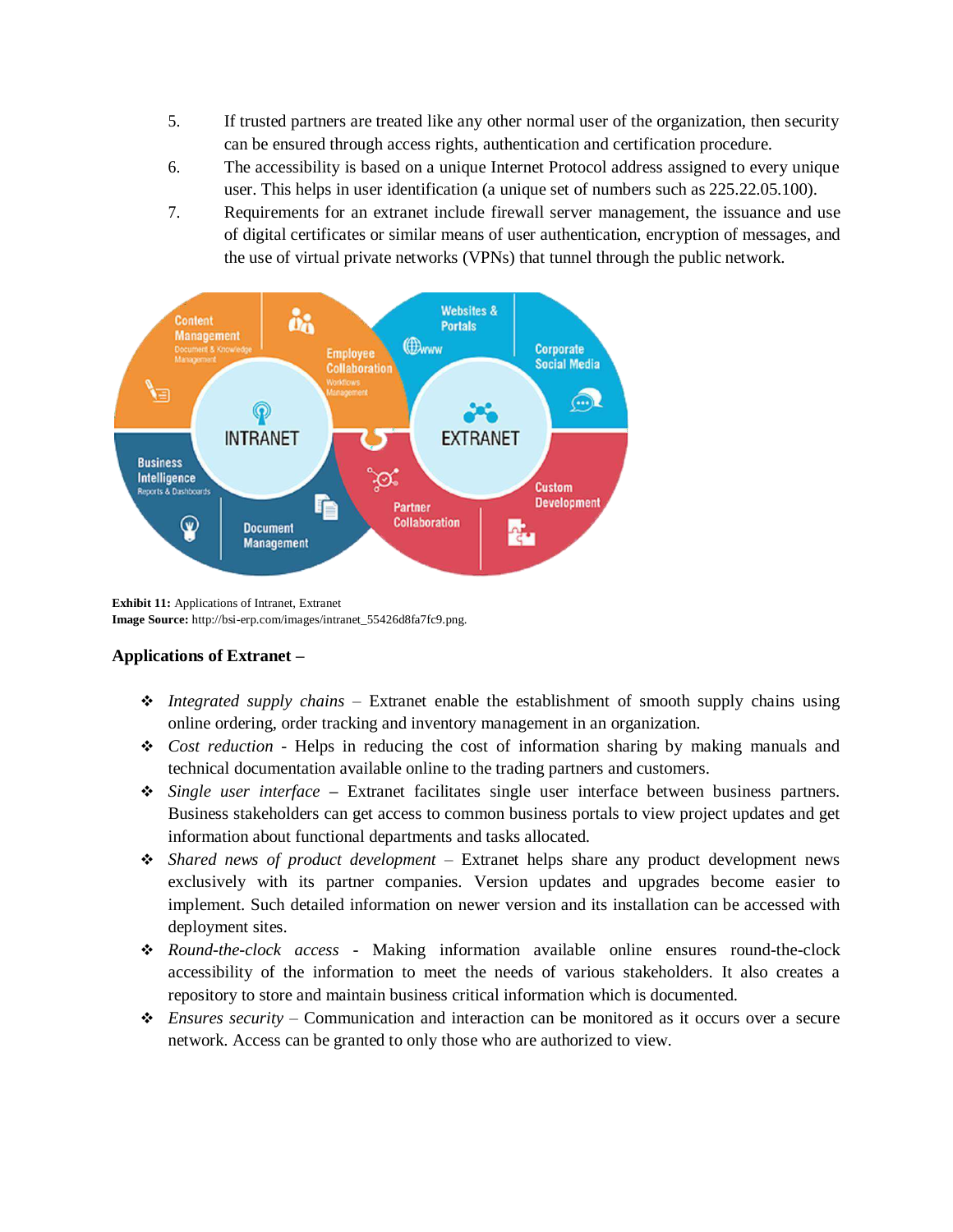5. If trusted partners are treated like any other normal user of the organization, then security can be ensured through access rights, authentication and certification procedure.
6. The accessibility is based on a unique Internet Protocol address assigned to every unique user. This helps in user identification (a unique set of numbers such as 225.22.05.100).
7. Requirements for an extranet include firewall server management, the issuance and use of digital certificates or similar means of user authentication, encryption of messages, and the use of virtual private networks (VPNs) that tunnel through the public network.

**Exhibit 11:** Applications of Intranet, Extranet
**Image Source:** http://bsi-erp.com/images/intranet_55426d8fa7fc9.png.

**Applications of Extranet –**

- *Integrated supply chains* – Extranet enable the establishment of smooth supply chains using online ordering, order tracking and inventory management in an organization.
- *Cost reduction* - Helps in reducing the cost of information sharing by making manuals and technical documentation available online to the trading partners and customers.
- *Single user interface* – Extranet facilitates single user interface between business partners. Business stakeholders can get access to common business portals to view project updates and get information about functional departments and tasks allocated.
- *Shared news of product development* – Extranet helps share any product development news exclusively with its partner companies. Version updates and upgrades become easier to implement. Such detailed information on newer version and its installation can be accessed with deployment sites.
- *Round-the-clock access* - Making information available online ensures round-the-clock accessibility of the information to meet the needs of various stakeholders. It also creates a repository to store and maintain business critical information which is documented.
- *Ensures security* – Communication and interaction can be monitored as it occurs over a secure network. Access can be granted to only those who are authorized to view.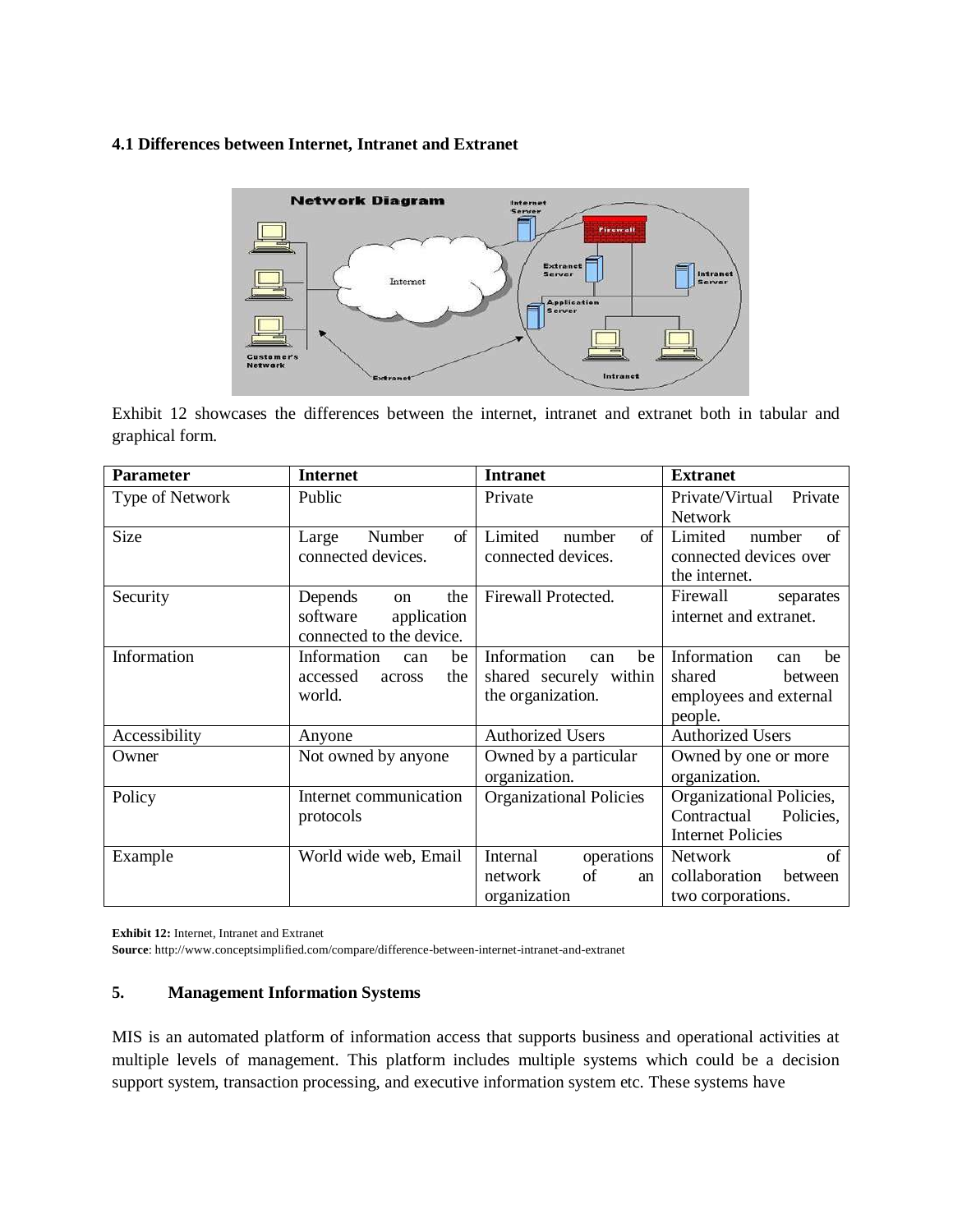### 4.1 Differences between Internet, Intranet and Extranet

Exhibit 12 showcases the differences between the internet, intranet and extranet both in tabular and graphical form.

| Parameter | Internet | Intranet | Extranet |
|---|---|---|---|
| Type of Network | Public | Private | Private/Virtual Private Network |
| Size | Large Number of connected devices. | Limited number of connected devices. | Limited number of connected devices over the internet. |
| Security | Depends on the software application connected to the device. | Firewall Protected. | Firewall separates internet and extranet. |
| Information | Information can be accessed across the world. | Information can be shared securely within the organization. | Information can be shared between employees and external people. |
| Accessibility | Anyone | Authorized Users | Authorized Users |
| Owner | Not owned by anyone | Owned by a particular organization. | Owned by one or more organization. |
| Policy | Internet communication protocols | Organizational Policies | Organizational Policies, Contractual Policies, Internet Policies |
| Example | World wide web, Email | Internal operations network of an organization | Network of collaboration between two corporations. |

**Exhibit 12:** Internet, Intranet and Extranet
**Source**: http://www.conceptsimplified.com/compare/difference-between-internet-intranet-and-extranet

## 5. Management Information Systems

MIS is an automated platform of information access that supports business and operational activities at multiple levels of management. This platform includes multiple systems which could be a decision support system, transaction processing, and executive information system etc. These systems have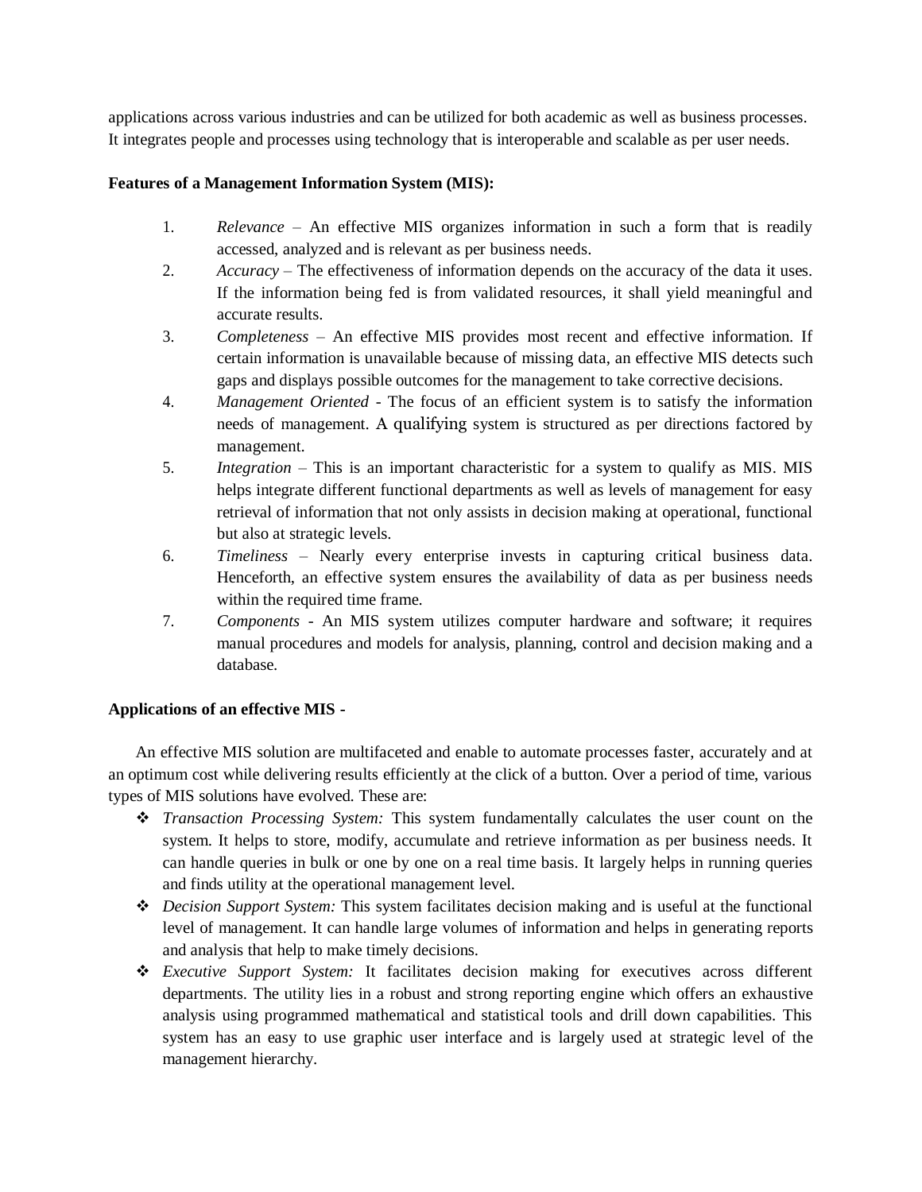applications across various industries and can be utilized for both academic as well as business processes. It integrates people and processes using technology that is interoperable and scalable as per user needs.

**Features of a Management Information System (MIS):**

1. *Relevance* – An effective MIS organizes information in such a form that is readily accessed, analyzed and is relevant as per business needs.
2. *Accuracy* – The effectiveness of information depends on the accuracy of the data it uses. If the information being fed is from validated resources, it shall yield meaningful and accurate results.
3. *Completeness* – An effective MIS provides most recent and effective information. If certain information is unavailable because of missing data, an effective MIS detects such gaps and displays possible outcomes for the management to take corrective decisions.
4. *Management Oriented* - The focus of an efficient system is to satisfy the information needs of management. A qualifying system is structured as per directions factored by management.
5. *Integration* – This is an important characteristic for a system to qualify as MIS. MIS helps integrate different functional departments as well as levels of management for easy retrieval of information that not only assists in decision making at operational, functional but also at strategic levels.
6. *Timeliness* – Nearly every enterprise invests in capturing critical business data. Henceforth, an effective system ensures the availability of data as per business needs within the required time frame.
7. *Components* - An MIS system utilizes computer hardware and software; it requires manual procedures and models for analysis, planning, control and decision making and a database.

**Applications of an effective MIS -**

An effective MIS solution are multifaceted and enable to automate processes faster, accurately and at an optimum cost while delivering results efficiently at the click of a button. Over a period of time, various types of MIS solutions have evolved. These are:

- *Transaction Processing System:* This system fundamentally calculates the user count on the system. It helps to store, modify, accumulate and retrieve information as per business needs. It can handle queries in bulk or one by one on a real time basis. It largely helps in running queries and finds utility at the operational management level.
- *Decision Support System:* This system facilitates decision making and is useful at the functional level of management. It can handle large volumes of information and helps in generating reports and analysis that help to make timely decisions.
- *Executive Support System:* It facilitates decision making for executives across different departments. The utility lies in a robust and strong reporting engine which offers an exhaustive analysis using programmed mathematical and statistical tools and drill down capabilities. This system has an easy to use graphic user interface and is largely used at strategic level of the management hierarchy.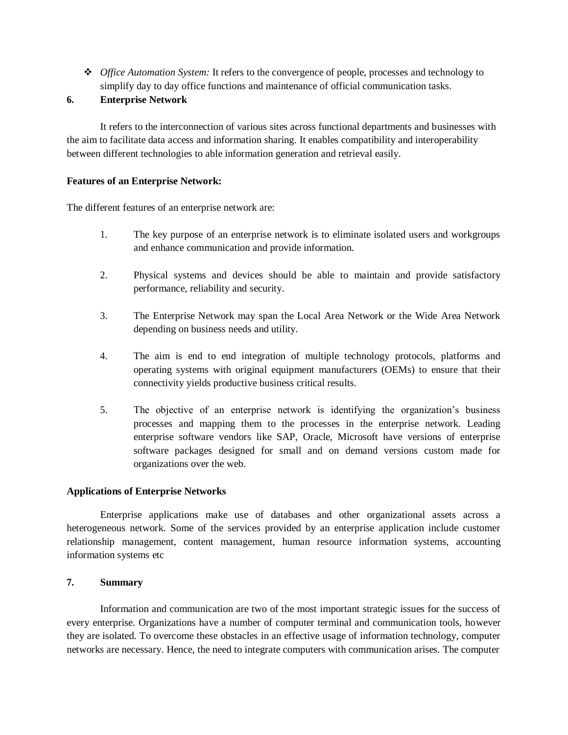- *Office Automation System:* It refers to the convergence of people, processes and technology to simplify day to day office functions and maintenance of official communication tasks.

## 6. Enterprise Network

It refers to the interconnection of various sites across functional departments and businesses with the aim to facilitate data access and information sharing. It enables compatibility and interoperability between different technologies to able information generation and retrieval easily.

**Features of an Enterprise Network:**

The different features of an enterprise network are:

1. The key purpose of an enterprise network is to eliminate isolated users and workgroups and enhance communication and provide information.
2. Physical systems and devices should be able to maintain and provide satisfactory performance, reliability and security.
3. The Enterprise Network may span the Local Area Network or the Wide Area Network depending on business needs and utility.
4. The aim is end to end integration of multiple technology protocols, platforms and operating systems with original equipment manufacturers (OEMs) to ensure that their connectivity yields productive business critical results.
5. The objective of an enterprise network is identifying the organization's business processes and mapping them to the processes in the enterprise network. Leading enterprise software vendors like SAP, Oracle, Microsoft have versions of enterprise software packages designed for small and on demand versions custom made for organizations over the web.

**Applications of Enterprise Networks**

Enterprise applications make use of databases and other organizational assets across a heterogeneous network. Some of the services provided by an enterprise application include customer relationship management, content management, human resource information systems, accounting information systems etc

## 7. Summary

Information and communication are two of the most important strategic issues for the success of every enterprise. Organizations have a number of computer terminal and communication tools, however they are isolated. To overcome these obstacles in an effective usage of information technology, computer networks are necessary. Hence, the need to integrate computers with communication arises. The computer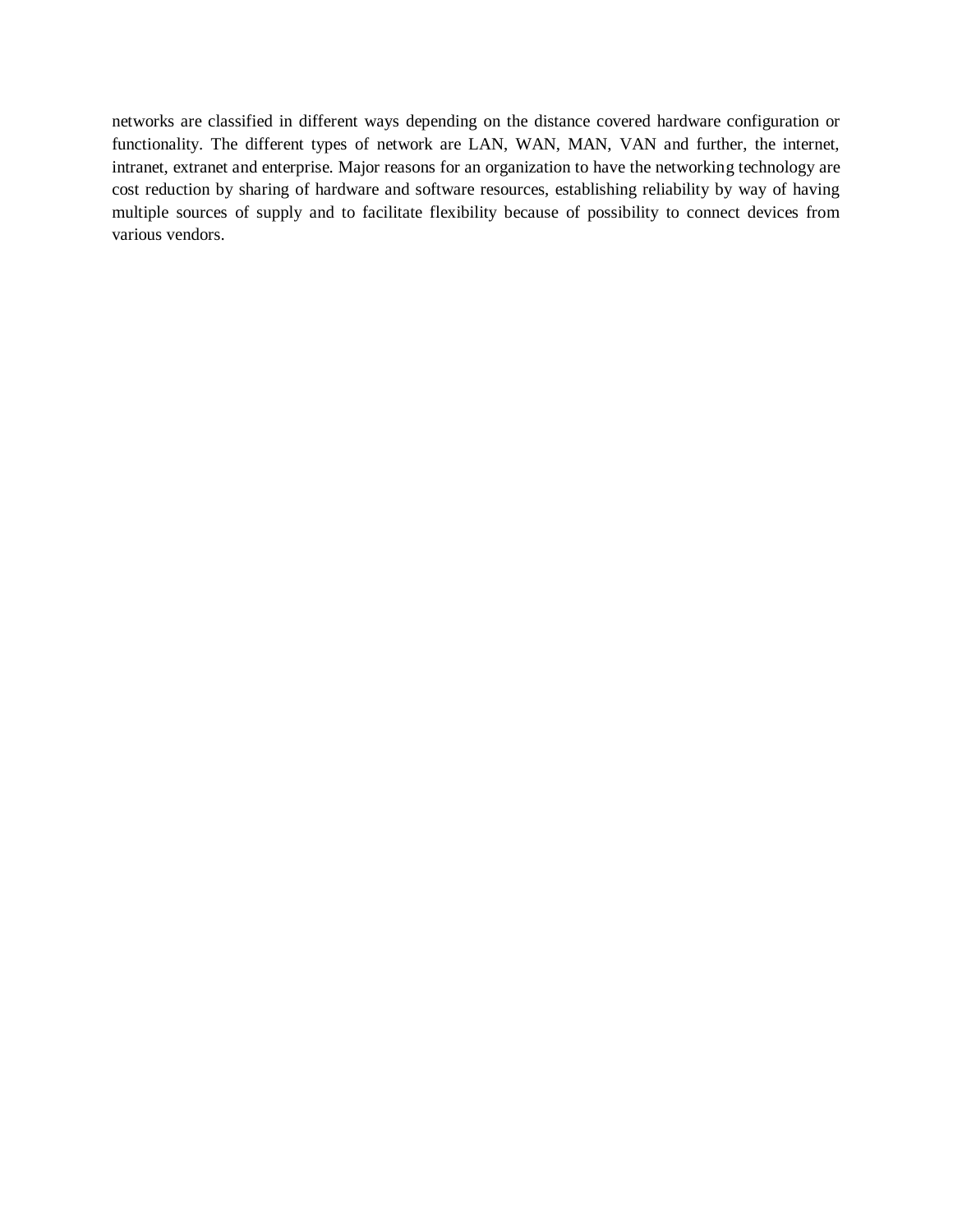networks are classified in different ways depending on the distance covered hardware configuration or functionality. The different types of network are LAN, WAN, MAN, VAN and further, the internet, intranet, extranet and enterprise. Major reasons for an organization to have the networking technology are cost reduction by sharing of hardware and software resources, establishing reliability by way of having multiple sources of supply and to facilitate flexibility because of possibility to connect devices from various vendors.